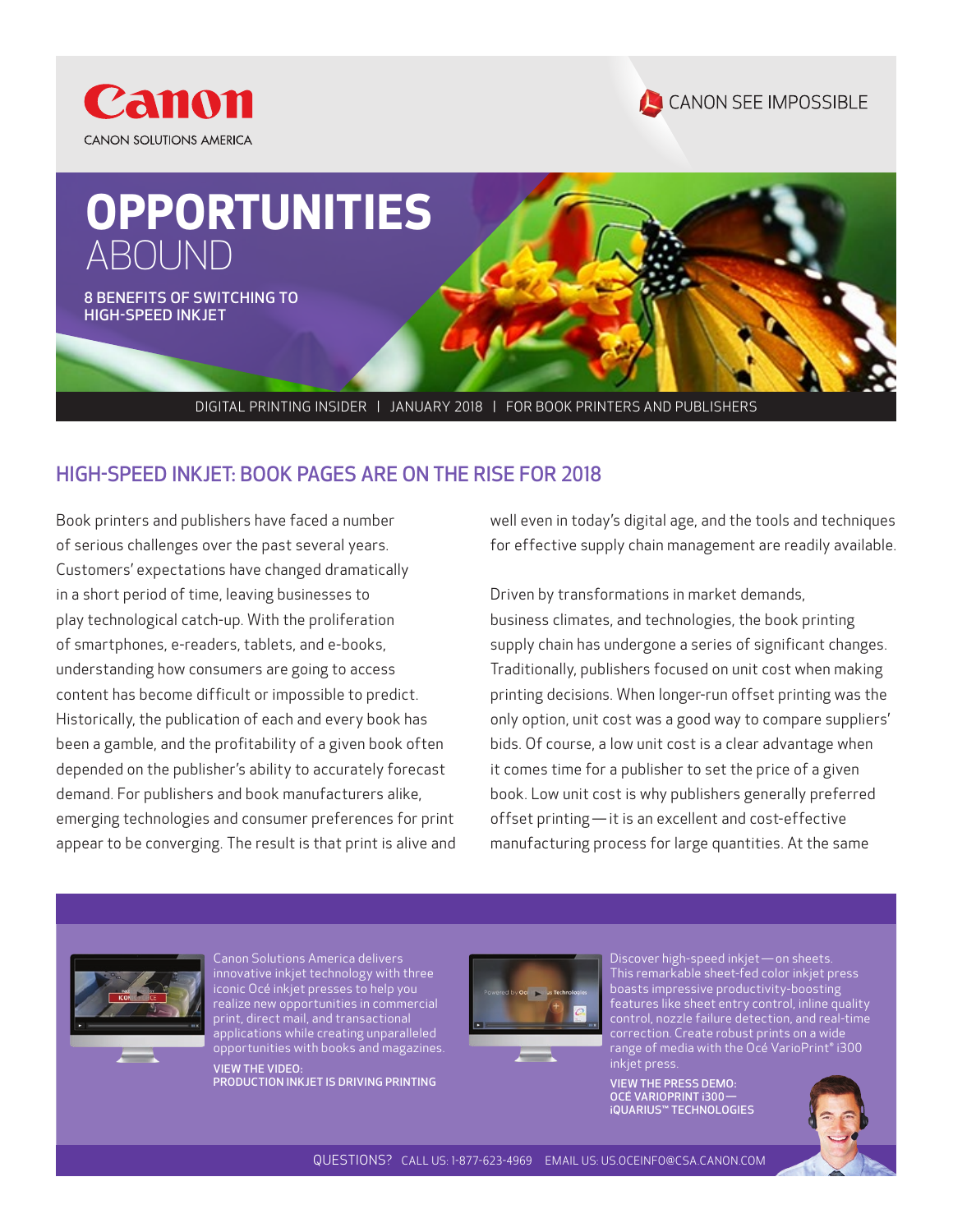Canon

CANON SOLUTIONS AMERICA

CANON SEE IMPOSSIBLE

# OPPORTUNITIES ABOUND

8 BENEFITS OF SWITCHING TO HIGH-SPEED INKJET

DIGITAL PRINTING INSIDER | JANUARY 2018 | FOR BOOK PRINTERS AND PUBLISHERS

## HIGH-SPEED INKJET: BOOK PAGES ARE ON THE RISE FOR 2018

Book printers and publishers have faced a number of serious challenges over the past several years. Customers' expectations have changed dramatically in a short period of time, leaving businesses to play technological catch-up. With the proliferation of smartphones, e-readers, tablets, and e-books, understanding how consumers are going to access content has become difficult or impossible to predict. Historically, the publication of each and every book has been a gamble, and the profitability of a given book often depended on the publisher's ability to accurately forecast demand. For publishers and book manufacturers alike, emerging technologies and consumer preferences for print appear to be converging. The result is that print is alive and well even in today's digital age, and the tools and techniques for effective supply chain management are readily available.

Driven by transformations in market demands, business climates, and technologies, the book printing supply chain has undergone a series of significant changes. Traditionally, publishers focused on unit cost when making printing decisions. When longer-run offset printing was the only option, unit cost was a good way to compare suppliers' bids. Of course, a low unit cost is a clear advantage when it comes time for a publisher to set the price of a given book. Low unit cost is why publishers generally preferred offset printing — it is an excellent and cost-effective manufacturing process for large quantities. At the same

Canon Solutions America delivers innovative inkjet technology with three iconic Océ inkjet presses to help you realize new opportunities in commercial print, direct mail, and transactional applications while creating unparalleled opportunities with books and magazines.

VIEW THE VIDEO: PRODUCTION INKJET IS DRIVING PRINTING

Discover high-speed inkjet — on sheets. This remarkable sheet-fed color inkjet press boasts impressive productivity-boosting features like sheet entry control, inline quality control, nozzle failure detection, and real-time correction. Create robust prints on a wide range of media with the Océ VarioPrint® i300 inkjet press.

VIEW THE PRESS DEMO: OCÉ VARIOPRINT i300 — iQUARIUS™ TECHNOLOGIES

QUESTIONS? CALL US: 1-877-623-4969 EMAIL US: US.OCEINFO@CSA.CANON.COM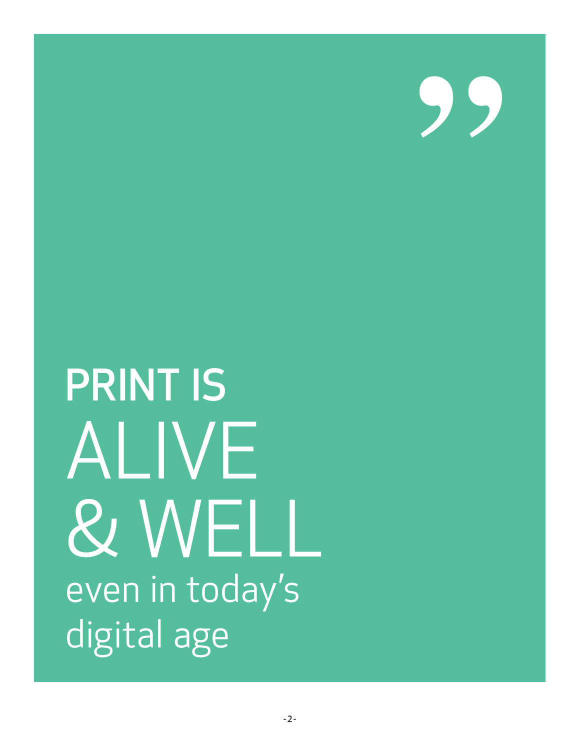# PRINT IS ALIVE & WELL

even in today's digital age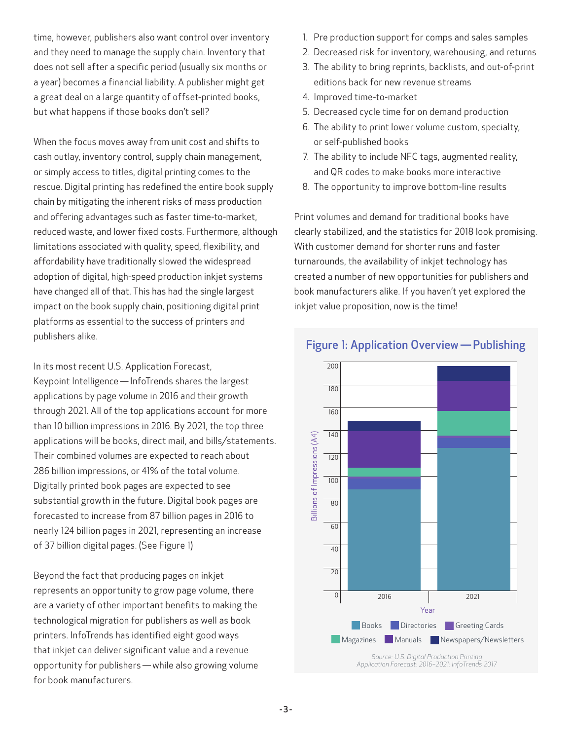time, however, publishers also want control over inventory and they need to manage the supply chain. Inventory that does not sell after a specific period (usually six months or a year) becomes a financial liability. A publisher might get a great deal on a large quantity of offset-printed books, but what happens if those books don't sell?

When the focus moves away from unit cost and shifts to cash outlay, inventory control, supply chain management, or simply access to titles, digital printing comes to the rescue. Digital printing has redefined the entire book supply chain by mitigating the inherent risks of mass production and offering advantages such as faster time-to-market, reduced waste, and lower fixed costs. Furthermore, although limitations associated with quality, speed, flexibility, and affordability have traditionally slowed the widespread adoption of digital, high-speed production inkjet systems have changed all of that. This has had the single largest impact on the book supply chain, positioning digital print platforms as essential to the success of printers and publishers alike.

In its most recent U.S. Application Forecast, Keypoint Intelligence — InfoTrends shares the largest applications by page volume in 2016 and their growth through 2021. All of the top applications account for more than 10 billion impressions in 2016. By 2021, the top three applications will be books, direct mail, and bills/statements. Their combined volumes are expected to reach about 286 billion impressions, or 41% of the total volume. Digitally printed book pages are expected to see substantial growth in the future. Digital book pages are forecasted to increase from 87 billion pages in 2016 to nearly 124 billion pages in 2021, representing an increase of 37 billion digital pages. (See Figure 1)

Beyond the fact that producing pages on inkjet represents an opportunity to grow page volume, there are a variety of other important benefits to making the technological migration for publishers as well as book printers. InfoTrends has identified eight good ways that inkjet can deliver significant value and a revenue opportunity for publishers — while also growing volume for book manufacturers.

1. Pre production support for comps and sales samples
2. Decreased risk for inventory, warehousing, and returns
3. The ability to bring reprints, backlists, and out-of-print editions back for new revenue streams
4. Improved time-to-market
5. Decreased cycle time for on demand production
6. The ability to print lower volume custom, specialty, or self-published books
7. The ability to include NFC tags, augmented reality, and QR codes to make books more interactive
8. The opportunity to improve bottom-line results

Print volumes and demand for traditional books have clearly stabilized, and the statistics for 2018 look promising. With customer demand for shorter runs and faster turnarounds, the availability of inkjet technology has created a number of new opportunities for publishers and book manufacturers alike. If you haven't yet explored the inkjet value proposition, now is the time!

**Figure 1: Application Overview — Publishing**

*Source: U.S. Digital Production Printing Application Forecast: 2016–2021, InfoTrends 2017*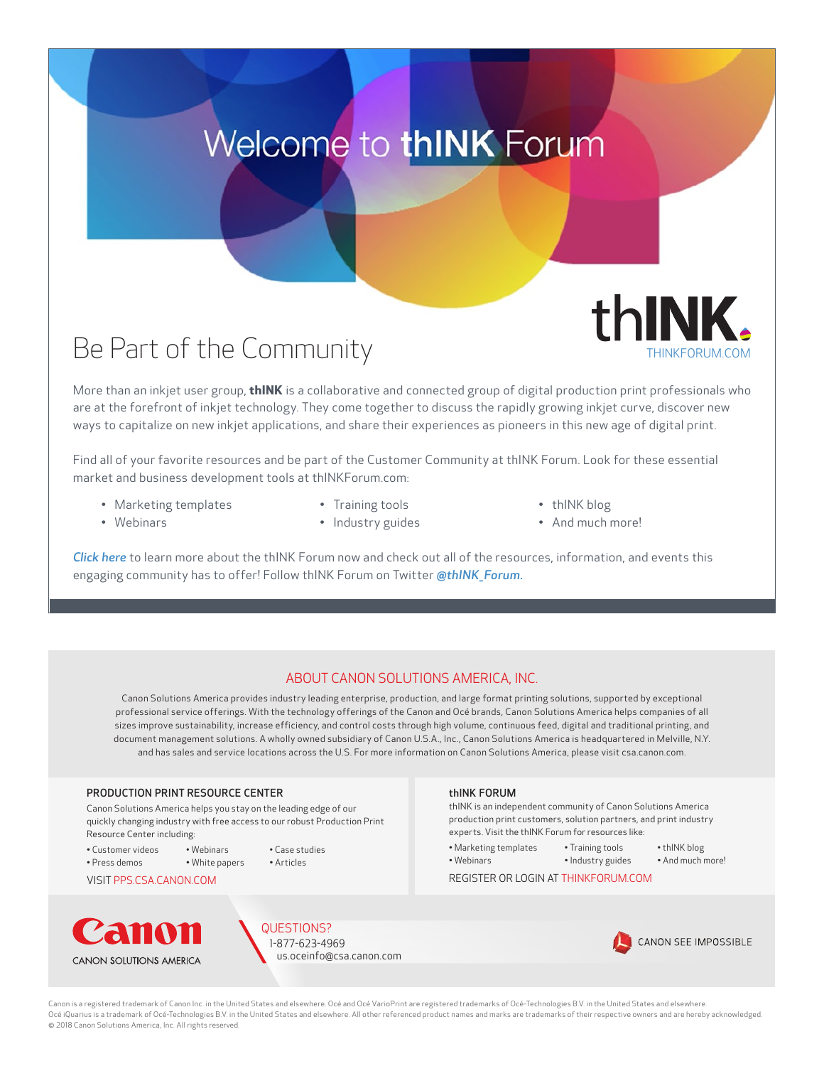# Welcome to **thINK** Forum

**thINK.**
THINKFORUM.COM

## Be Part of the Community

More than an inkjet user group, **thINK** is a collaborative and connected group of digital production print professionals who are at the forefront of inkjet technology. They come together to discuss the rapidly growing inkjet curve, discover new ways to capitalize on new inkjet applications, and share their experiences as pioneers in this new age of digital print.

Find all of your favorite resources and be part of the Customer Community at thINK Forum. Look for these essential market and business development tools at thINKForum.com:

- Marketing templates
- Webinars
- Training tools
- Industry guides
- thINK blog
- And much more!

***Click here*** to learn more about the thINK Forum now and check out all of the resources, information, and events this engaging community has to offer! Follow thINK Forum on Twitter ***@thINK_Forum***.

## ABOUT CANON SOLUTIONS AMERICA, INC.

Canon Solutions America provides industry leading enterprise, production, and large format printing solutions, supported by exceptional professional service offerings. With the technology offerings of the Canon and Océ brands, Canon Solutions America helps companies of all sizes improve sustainability, increase efficiency, and control costs through high volume, continuous feed, digital and traditional printing, and document management solutions. A wholly owned subsidiary of Canon U.S.A., Inc., Canon Solutions America is headquartered in Melville, N.Y. and has sales and service locations across the U.S. For more information on Canon Solutions America, please visit csa.canon.com.

### PRODUCTION PRINT RESOURCE CENTER

Canon Solutions America helps you stay on the leading edge of our quickly changing industry with free access to our robust Production Print Resource Center including:

- Customer videos
- Press demos
- Webinars
- White papers
- Case studies
- Articles

VISIT PPS.CSA.CANON.COM

### thINK FORUM

thINK is an independent community of Canon Solutions America production print customers, solution partners, and print industry experts. Visit the thINK Forum for resources like:

- Marketing templates
- Webinars
- Training tools
- Industry guides
- thINK blog
- And much more!

REGISTER OR LOGIN AT THINKFORUM.COM

Canon
CANON SOLUTIONS AMERICA

QUESTIONS?
1-877-623-4969
us.oceinfo@csa.canon.com

CANON SEE IMPOSSIBLE

Canon is a registered trademark of Canon Inc. in the United States and elsewhere. Océ and Océ VarioPrint are registered trademarks of Océ-Technologies B.V. in the United States and elsewhere. Océ iQuarius is a trademark of Océ-Technologies B.V. in the United States and elsewhere. All other referenced product names and marks are trademarks of their respective owners and are hereby acknowledged. © 2018 Canon Solutions America, Inc. All rights reserved.